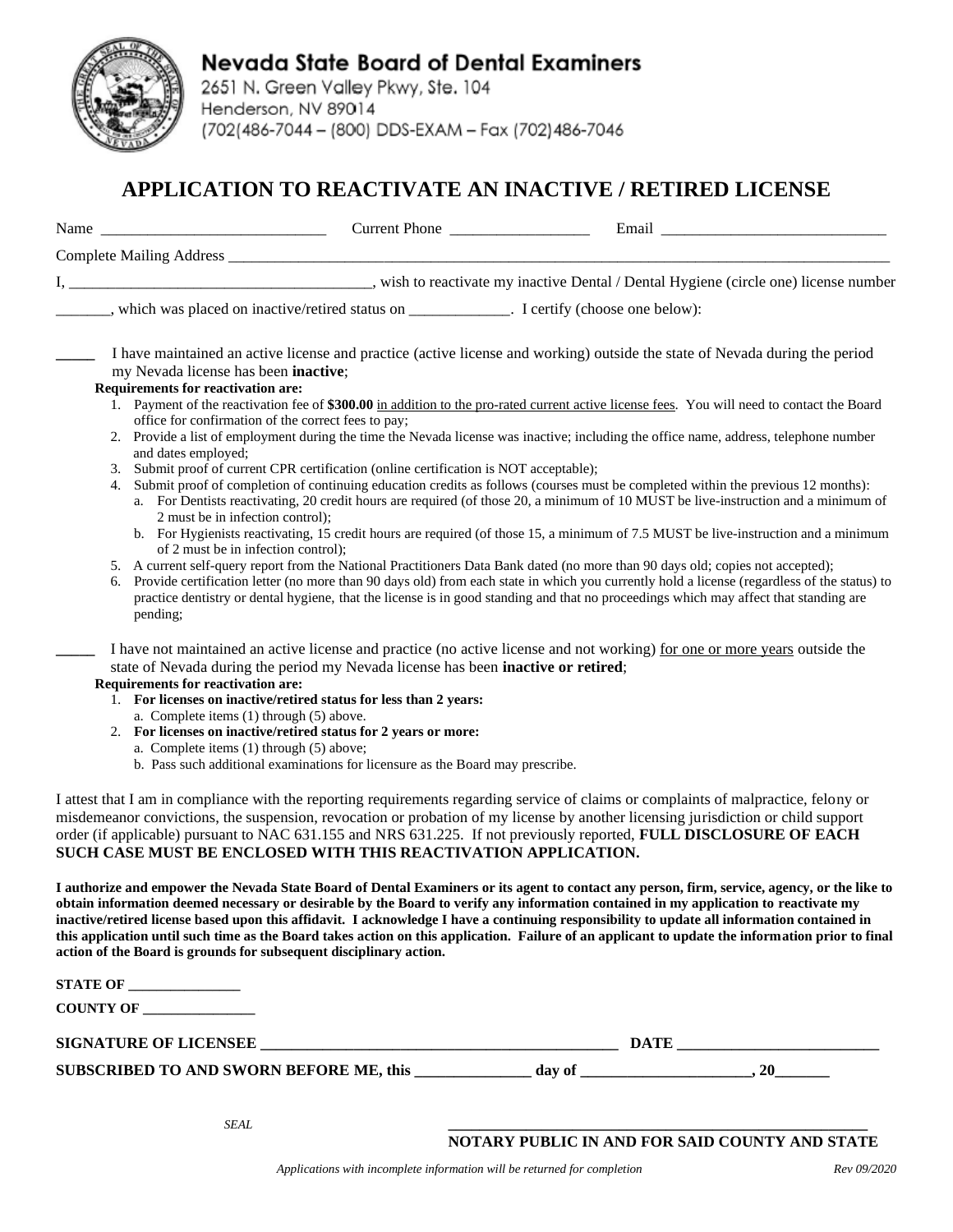**Nevada State Board of Dental Examiners**
2651 N. Green Valley Pkwy, Ste. 104
Henderson, NV 89014
(702(486-7044 – (800) DDS-EXAM – Fax (702)486-7046

# APPLICATION TO REACTIVATE AN INACTIVE / RETIRED LICENSE

Name ____________________________ Current Phone __________________ Email _____________________________

Complete Mailing Address ______________________________________________________________________________

I, ______________________________________, wish to reactivate my inactive Dental / Dental Hygiene (circle one) license number _______, which was placed on inactive/retired status on _____________. I certify (choose one below):

_____ I have maintained an active license and practice (active license and working) outside the state of Nevada during the period my Nevada license has been **inactive**;

**Requirements for reactivation are:**

1. Payment of the reactivation fee of **$300.00** <u>in addition to the pro-rated current active license fees</u>. You will need to contact the Board office for confirmation of the correct fees to pay;
2. Provide a list of employment during the time the Nevada license was inactive; including the office name, address, telephone number and dates employed;
3. Submit proof of current CPR certification (online certification is NOT acceptable);
4. Submit proof of completion of continuing education credits as follows (courses must be completed within the previous 12 months):
   a. For Dentists reactivating, 20 credit hours are required (of those 20, a minimum of 10 MUST be live-instruction and a minimum of 2 must be in infection control);
   b. For Hygienists reactivating, 15 credit hours are required (of those 15, a minimum of 7.5 MUST be live-instruction and a minimum of 2 must be in infection control);
5. A current self-query report from the National Practitioners Data Bank dated (no more than 90 days old; copies not accepted);
6. Provide certification letter (no more than 90 days old) from each state in which you currently hold a license (regardless of the status) to practice dentistry or dental hygiene, that the license is in good standing and that no proceedings which may affect that standing are pending;

_____ I have not maintained an active license and practice (no active license and not working) <u>for one or more years</u> outside the state of Nevada during the period my Nevada license has been **inactive or retired**;

**Requirements for reactivation are:**

1. **For licenses on inactive/retired status for less than 2 years:**
   a. Complete items (1) through (5) above.
2. **For licenses on inactive/retired status for 2 years or more:**
   a. Complete items (1) through (5) above;
   b. Pass such additional examinations for licensure as the Board may prescribe.

I attest that I am in compliance with the reporting requirements regarding service of claims or complaints of malpractice, felony or misdemeanor convictions, the suspension, revocation or probation of my license by another licensing jurisdiction or child support order (if applicable) pursuant to NAC 631.155 and NRS 631.225. If not previously reported, **FULL DISCLOSURE OF EACH SUCH CASE MUST BE ENCLOSED WITH THIS REACTIVATION APPLICATION.**

**I authorize and empower the Nevada State Board of Dental Examiners or its agent to contact any person, firm, service, agency, or the like to obtain information deemed necessary or desirable by the Board to verify any information contained in my application to reactivate my inactive/retired license based upon this affidavit. I acknowledge I have a continuing responsibility to update all information contained in this application until such time as the Board takes action on this application. Failure of an applicant to update the information prior to final action of the Board is grounds for subsequent disciplinary action.**

**STATE OF _______________**

**COUNTY OF _______________**

**SIGNATURE OF LICENSEE ______________________________________________ DATE __________________________**

**SUBSCRIBED TO AND SWORN BEFORE ME, this ______________ day of ______________________, 20_______**

*SEAL*

_______________________________________________________

**NOTARY PUBLIC IN AND FOR SAID COUNTY AND STATE**

*Applications with incomplete information will be returned for completion* *Rev 09/2020*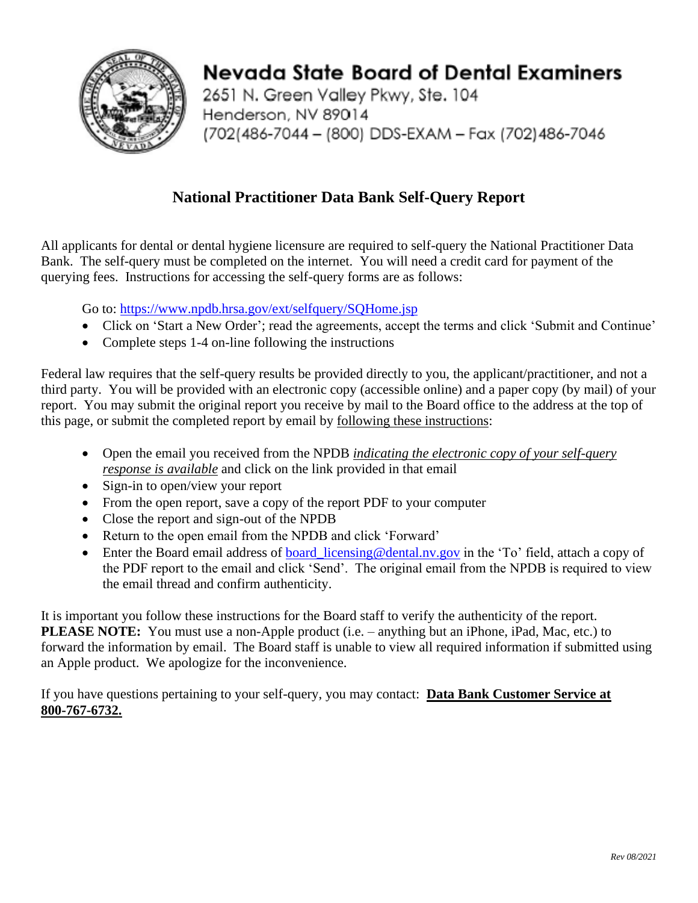# Nevada State Board of Dental Examiners

2651 N. Green Valley Pkwy, Ste. 104
Henderson, NV 89014
(702(486-7044 – (800) DDS-EXAM – Fax (702)486-7046

## National Practitioner Data Bank Self-Query Report

All applicants for dental or dental hygiene licensure are required to self-query the National Practitioner Data Bank. The self-query must be completed on the internet. You will need a credit card for payment of the querying fees. Instructions for accessing the self-query forms are as follows:

Go to: https://www.npdb.hrsa.gov/ext/selfquery/SQHome.jsp

- Click on 'Start a New Order'; read the agreements, accept the terms and click 'Submit and Continue'
- Complete steps 1-4 on-line following the instructions

Federal law requires that the self-query results be provided directly to you, the applicant/practitioner, and not a third party. You will be provided with an electronic copy (accessible online) and a paper copy (by mail) of your report. You may submit the original report you receive by mail to the Board office to the address at the top of this page, or submit the completed report by email by following these instructions:

- Open the email you received from the NPDB *indicating the electronic copy of your self-query response is available* and click on the link provided in that email
- Sign-in to open/view your report
- From the open report, save a copy of the report PDF to your computer
- Close the report and sign-out of the NPDB
- Return to the open email from the NPDB and click 'Forward'
- Enter the Board email address of board_licensing@dental.nv.gov in the 'To' field, attach a copy of the PDF report to the email and click 'Send'. The original email from the NPDB is required to view the email thread and confirm authenticity.

It is important you follow these instructions for the Board staff to verify the authenticity of the report. **PLEASE NOTE:** You must use a non-Apple product (i.e. – anything but an iPhone, iPad, Mac, etc.) to forward the information by email. The Board staff is unable to view all required information if submitted using an Apple product. We apologize for the inconvenience.

If you have questions pertaining to your self-query, you may contact: **Data Bank Customer Service at 800-767-6732.**

*Rev 08/2021*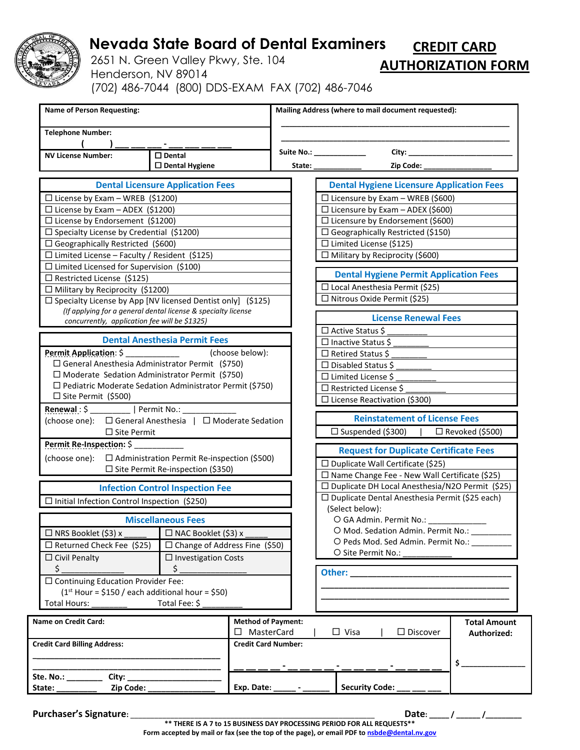# Nevada State Board of Dental Examiners

2651 N. Green Valley Pkwy, Ste. 104
Henderson, NV 89014
(702) 486-7044 (800) DDS-EXAM FAX (702) 486-7046

## CREDIT CARD AUTHORIZATION FORM

| | |
|---|---|
| **Name of Person Requesting:** | **Mailing Address (where to mail document requested):** ____________________ ____________________ |
| **Telephone Number:** ( ) ___ ___ ___ - ___ ___ ___ ___ | |
| **NV License Number:** ☐ Dental ☐ Dental Hygiene | **Suite No.:** ____________ **City:** ____________ **State:** ____________ **Zip Code:** ____________ |

### Dental Licensure Application Fees

- ☐ License by Exam – WREB ($1200)
- ☐ License by Exam – ADEX ($1200)
- ☐ License by Endorsement ($1200)
- ☐ Specialty License by Credential ($1200)
- ☐ Geographically Restricted ($600)
- ☐ Limited License – Faculty / Resident ($125)
- ☐ Limited Licensed for Supervision ($100)
- ☐ Restricted License ($125)
- ☐ Military by Reciprocity ($1200)
- ☐ Specialty License by App [NV licensed Dentist only] ($125)
  *(If applying for a general dental license & specialty license concurrently, application fee will be $1325)*

### Dental Anesthesia Permit Fees

**Permit Application**: $ ____________ (choose below):
- ☐ General Anesthesia Administrator Permit ($750)
- ☐ Moderate Sedation Administrator Permit ($750)
- ☐ Pediatric Moderate Sedation Administrator Permit ($750)
- ☐ Site Permit ($500)

**Renewal** : $ ________ | Permit No.: ____________
(choose one): ☐ General Anesthesia | ☐ Moderate Sedation ☐ Site Permit

**Permit Re-Inspection:** $ ____________
(choose one): ☐ Administration Permit Re-inspection ($500) ☐ Site Permit Re-inspection ($350)

### Infection Control Inspection Fee

- ☐ Initial Infection Control Inspection ($250)

### Miscellaneous Fees

| | |
|---|---|
| ☐ NRS Booklet ($3) x _____ | ☐ NAC Booklet ($3) x _____ |
| ☐ Returned Check Fee ($25) | ☐ Change of Address Fine ($50) |
| ☐ Civil Penalty $ ____________ | ☐ Investigation Costs $ ____________ |

☐ Continuing Education Provider Fee:
(1st Hour = $150 / each additional hour = $50)
Total Hours: ________ Total Fee: $ ________

### Dental Hygiene Licensure Application Fees

- ☐ Licensure by Exam – WREB ($600)
- ☐ Licensure by Exam – ADEX ($600)
- ☐ Licensure by Endorsement ($600)
- ☐ Geographically Restricted ($150)
- ☐ Limited License ($125)
- ☐ Military by Reciprocity ($600)

### Dental Hygiene Permit Application Fees

- ☐ Local Anesthesia Permit ($25)
- ☐ Nitrous Oxide Permit ($25)

### License Renewal Fees

- ☐ Active Status $ ________
- ☐ Inactive Status $ ________
- ☐ Retired Status $ ________
- ☐ Disabled Status $ ________
- ☐ Limited License $ ________
- ☐ Restricted License $ ________
- ☐ License Reactivation ($300)

### Reinstatement of License Fees

☐ Suspended ($300) | ☐ Revoked ($500)

### Request for Duplicate Certificate Fees

- ☐ Duplicate Wall Certificate ($25)
- ☐ Name Change Fee - New Wall Certificate ($25)
- ☐ Duplicate DH Local Anesthesia/N2O Permit ($25)
- ☐ Duplicate Dental Anesthesia Permit ($25 each)
  (Select below):
  - ○ GA Admin. Permit No.: ____________
  - ○ Mod. Sedation Admin. Permit No.: ____________
  - ○ Peds Mod. Sed Admin. Permit No.: ____________
  - ○ Site Permit No.: ____________

**Other:** ________________________________________
________________________________________
________________________________________

| | | |
|---|---|---|
| **Name on Credit Card:** | **Method of Payment:** ☐ MasterCard \| ☐ Visa \| ☐ Discover | **Total Amount Authorized:** |
| **Credit Card Billing Address:** ____________________ ____________________ | **Credit Card Number:** __ __ __ __ - __ __ __ __ - __ __ __ __ - __ __ __ __ | $ ____________ |
| **Ste. No.:** ________ **City:** ____________ **State:** ________ **Zip Code:** ____________ | **Exp. Date:** _____ - ______ **Security Code:** ___ ___ ___ | |

**Purchaser's Signature**: ________________________________________ **Date**: ____ / _____ /_______

**\*\* THERE IS A 7 to 15 BUSINESS DAY PROCESSING PERIOD FOR ALL REQUESTS\*\***

**Form accepted by mail or fax (see the top of the page), or email PDF to nsbde@dental.nv.gov**